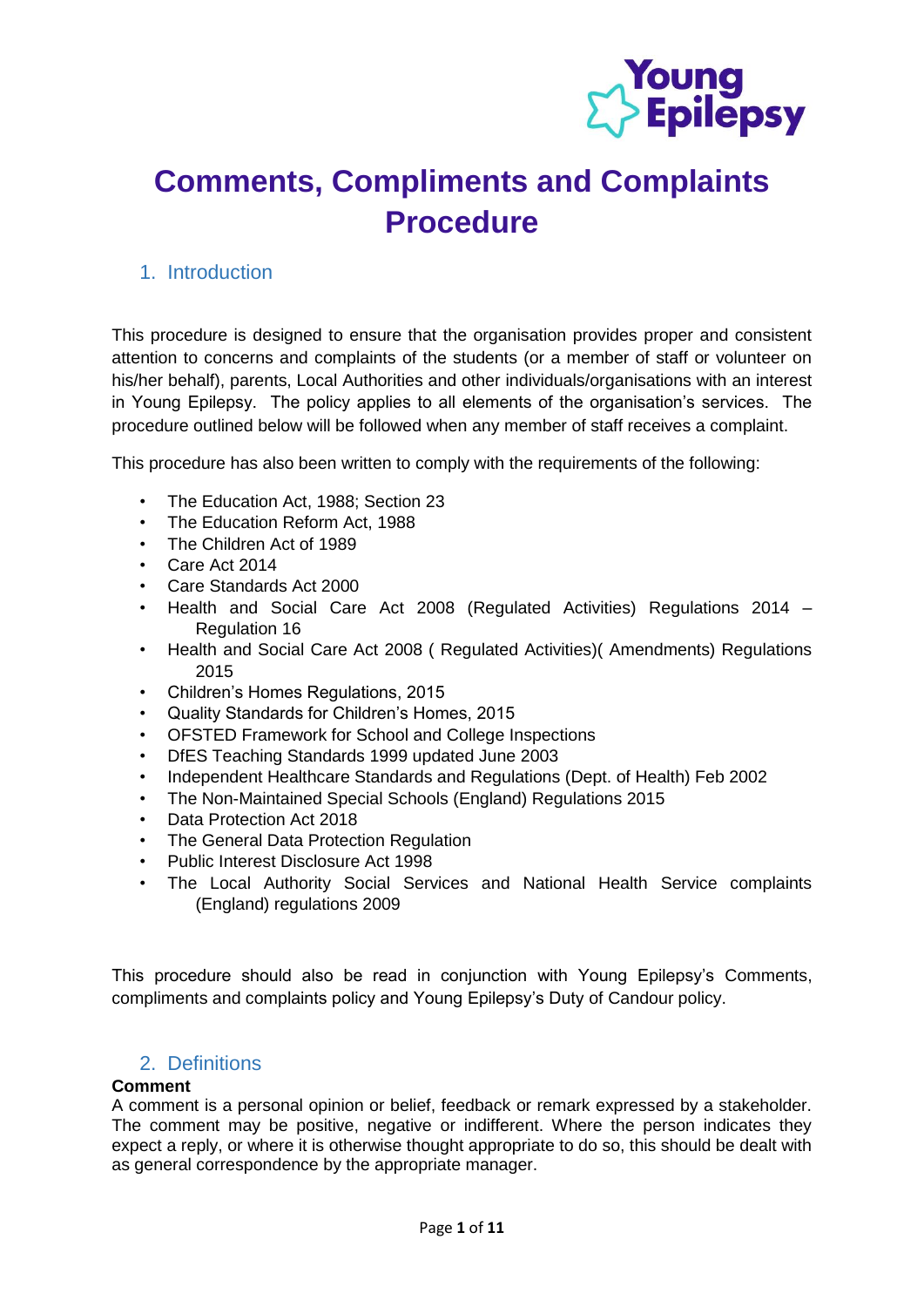# Comments, Compliments and Complaints Procedure

## 1. Introduction

This procedure is designed to ensure that the organisation provides proper and consistent attention to concerns and complaints of the students (or a member of staff or volunteer on his/her behalf), parents, Local Authorities and other individuals/organisations with an interest in Young Epilepsy. The policy applies to all elements of the organisation's services. The procedure outlined below will be followed when any member of staff receives a complaint.

This procedure has also been written to comply with the requirements of the following:

- The Education Act, 1988; Section 23
- The Education Reform Act, 1988
- The Children Act of 1989
- Care Act 2014
- Care Standards Act 2000
- Health and Social Care Act 2008 (Regulated Activities) Regulations 2014 – Regulation 16
- Health and Social Care Act 2008 ( Regulated Activities)( Amendments) Regulations 2015
- Children's Homes Regulations, 2015
- Quality Standards for Children's Homes, 2015
- OFSTED Framework for School and College Inspections
- DfES Teaching Standards 1999 updated June 2003
- Independent Healthcare Standards and Regulations (Dept. of Health) Feb 2002
- The Non-Maintained Special Schools (England) Regulations 2015
- Data Protection Act 2018
- The General Data Protection Regulation
- Public Interest Disclosure Act 1998
- The Local Authority Social Services and National Health Service complaints (England) regulations 2009

This procedure should also be read in conjunction with Young Epilepsy's Comments, compliments and complaints policy and Young Epilepsy's Duty of Candour policy.

## 2. Definitions

**Comment**

A comment is a personal opinion or belief, feedback or remark expressed by a stakeholder. The comment may be positive, negative or indifferent. Where the person indicates they expect a reply, or where it is otherwise thought appropriate to do so, this should be dealt with as general correspondence by the appropriate manager.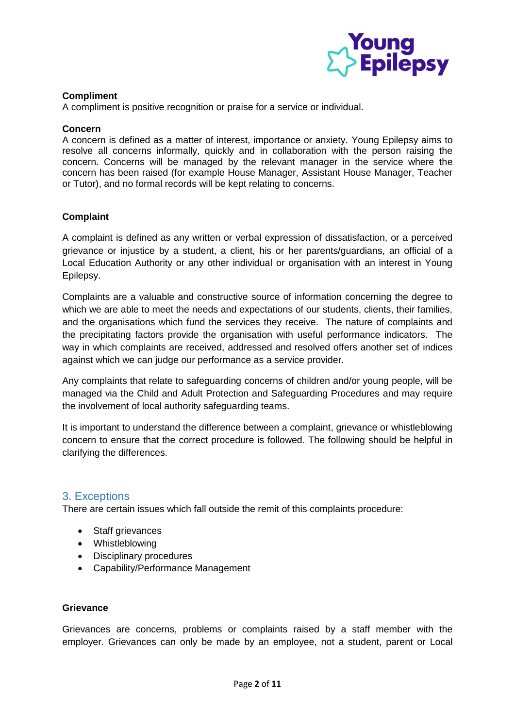**Compliment**

A compliment is positive recognition or praise for a service or individual.

**Concern**

A concern is defined as a matter of interest, importance or anxiety. Young Epilepsy aims to resolve all concerns informally, quickly and in collaboration with the person raising the concern. Concerns will be managed by the relevant manager in the service where the concern has been raised (for example House Manager, Assistant House Manager, Teacher or Tutor), and no formal records will be kept relating to concerns.

**Complaint**

A complaint is defined as any written or verbal expression of dissatisfaction, or a perceived grievance or injustice by a student, a client, his or her parents/guardians, an official of a Local Education Authority or any other individual or organisation with an interest in Young Epilepsy.

Complaints are a valuable and constructive source of information concerning the degree to which we are able to meet the needs and expectations of our students, clients, their families, and the organisations which fund the services they receive. The nature of complaints and the precipitating factors provide the organisation with useful performance indicators. The way in which complaints are received, addressed and resolved offers another set of indices against which we can judge our performance as a service provider.

Any complaints that relate to safeguarding concerns of children and/or young people, will be managed via the Child and Adult Protection and Safeguarding Procedures and may require the involvement of local authority safeguarding teams.

It is important to understand the difference between a complaint, grievance or whistleblowing concern to ensure that the correct procedure is followed. The following should be helpful in clarifying the differences.

## 3. Exceptions

There are certain issues which fall outside the remit of this complaints procedure:

- Staff grievances
- Whistleblowing
- Disciplinary procedures
- Capability/Performance Management

**Grievance**

Grievances are concerns, problems or complaints raised by a staff member with the employer. Grievances can only be made by an employee, not a student, parent or Local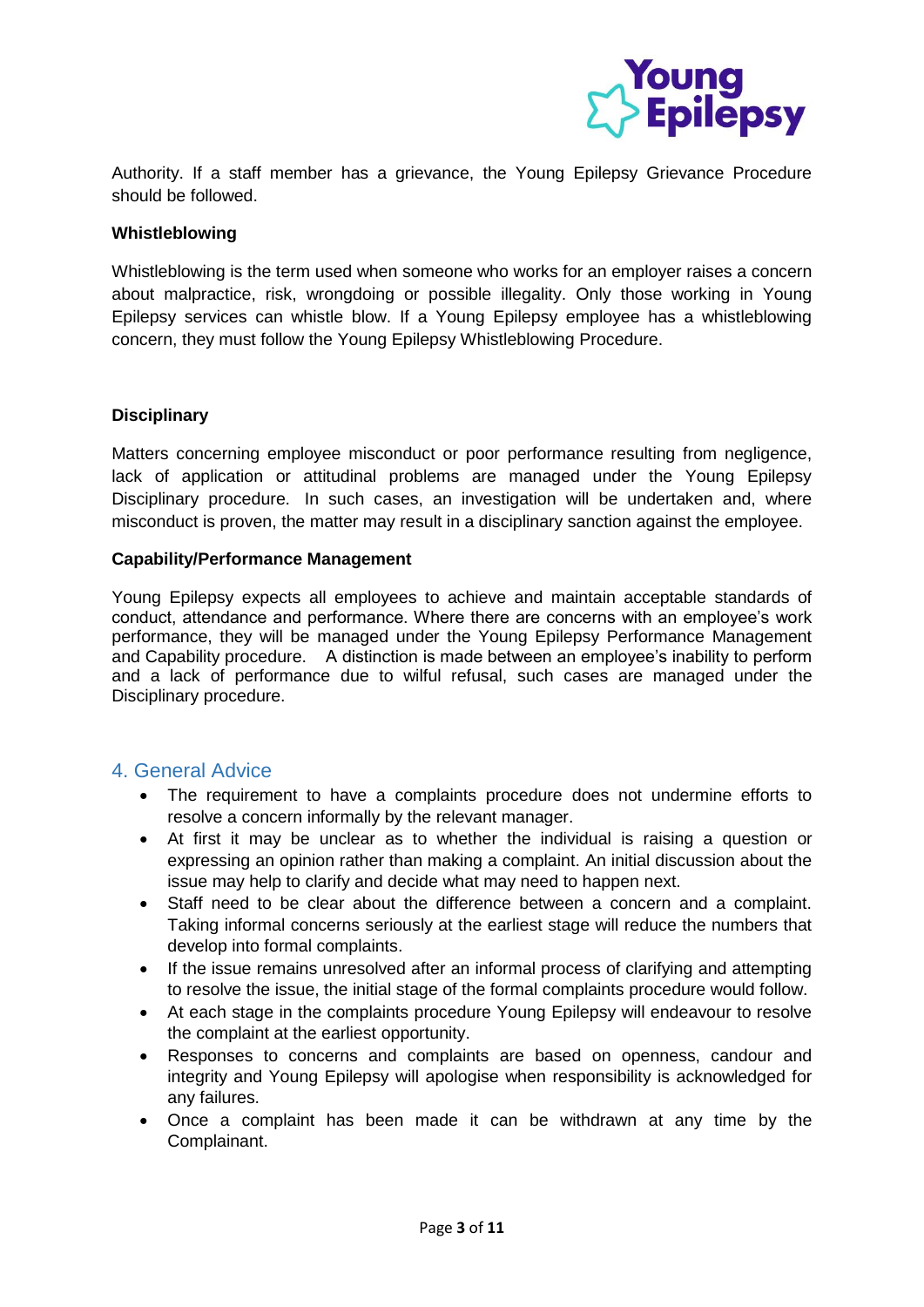Authority. If a staff member has a grievance, the Young Epilepsy Grievance Procedure should be followed.

**Whistleblowing**

Whistleblowing is the term used when someone who works for an employer raises a concern about malpractice, risk, wrongdoing or possible illegality. Only those working in Young Epilepsy services can whistle blow. If a Young Epilepsy employee has a whistleblowing concern, they must follow the Young Epilepsy Whistleblowing Procedure.

**Disciplinary**

Matters concerning employee misconduct or poor performance resulting from negligence, lack of application or attitudinal problems are managed under the Young Epilepsy Disciplinary procedure. In such cases, an investigation will be undertaken and, where misconduct is proven, the matter may result in a disciplinary sanction against the employee.

**Capability/Performance Management**

Young Epilepsy expects all employees to achieve and maintain acceptable standards of conduct, attendance and performance. Where there are concerns with an employee's work performance, they will be managed under the Young Epilepsy Performance Management and Capability procedure. A distinction is made between an employee's inability to perform and a lack of performance due to wilful refusal, such cases are managed under the Disciplinary procedure.

## 4. General Advice

- The requirement to have a complaints procedure does not undermine efforts to resolve a concern informally by the relevant manager.
- At first it may be unclear as to whether the individual is raising a question or expressing an opinion rather than making a complaint. An initial discussion about the issue may help to clarify and decide what may need to happen next.
- Staff need to be clear about the difference between a concern and a complaint. Taking informal concerns seriously at the earliest stage will reduce the numbers that develop into formal complaints.
- If the issue remains unresolved after an informal process of clarifying and attempting to resolve the issue, the initial stage of the formal complaints procedure would follow.
- At each stage in the complaints procedure Young Epilepsy will endeavour to resolve the complaint at the earliest opportunity.
- Responses to concerns and complaints are based on openness, candour and integrity and Young Epilepsy will apologise when responsibility is acknowledged for any failures.
- Once a complaint has been made it can be withdrawn at any time by the Complainant.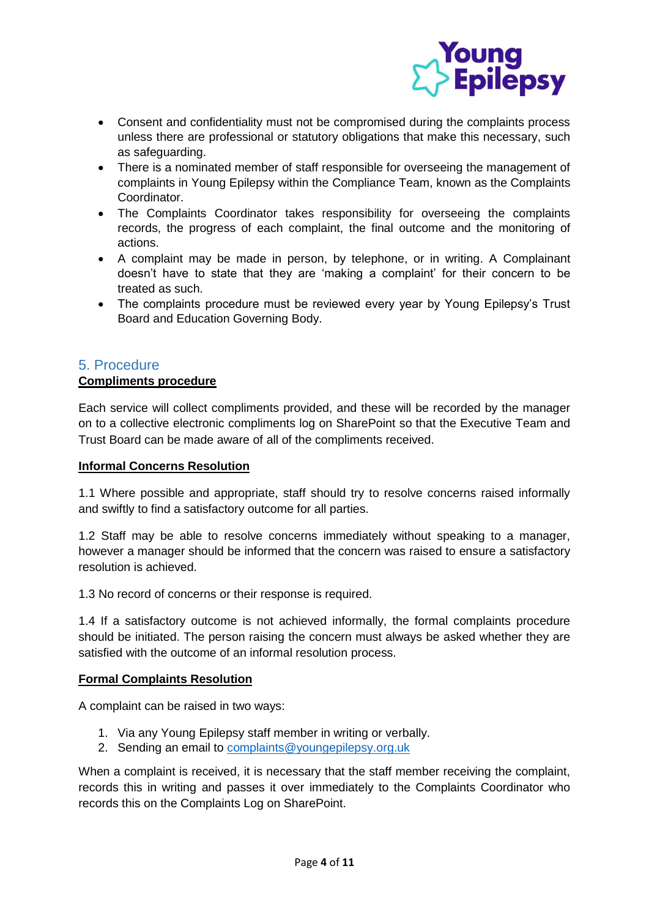- Consent and confidentiality must not be compromised during the complaints process unless there are professional or statutory obligations that make this necessary, such as safeguarding.
- There is a nominated member of staff responsible for overseeing the management of complaints in Young Epilepsy within the Compliance Team, known as the Complaints Coordinator.
- The Complaints Coordinator takes responsibility for overseeing the complaints records, the progress of each complaint, the final outcome and the monitoring of actions.
- A complaint may be made in person, by telephone, or in writing. A Complainant doesn't have to state that they are 'making a complaint' for their concern to be treated as such.
- The complaints procedure must be reviewed every year by Young Epilepsy's Trust Board and Education Governing Body.

## 5. Procedure

**Compliments procedure**

Each service will collect compliments provided, and these will be recorded by the manager on to a collective electronic compliments log on SharePoint so that the Executive Team and Trust Board can be made aware of all of the compliments received.

**Informal Concerns Resolution**

1.1 Where possible and appropriate, staff should try to resolve concerns raised informally and swiftly to find a satisfactory outcome for all parties.

1.2 Staff may be able to resolve concerns immediately without speaking to a manager, however a manager should be informed that the concern was raised to ensure a satisfactory resolution is achieved.

1.3 No record of concerns or their response is required.

1.4 If a satisfactory outcome is not achieved informally, the formal complaints procedure should be initiated. The person raising the concern must always be asked whether they are satisfied with the outcome of an informal resolution process.

**Formal Complaints Resolution**

A complaint can be raised in two ways:

1. Via any Young Epilepsy staff member in writing or verbally.
2. Sending an email to complaints@youngepilepsy.org.uk

When a complaint is received, it is necessary that the staff member receiving the complaint, records this in writing and passes it over immediately to the Complaints Coordinator who records this on the Complaints Log on SharePoint.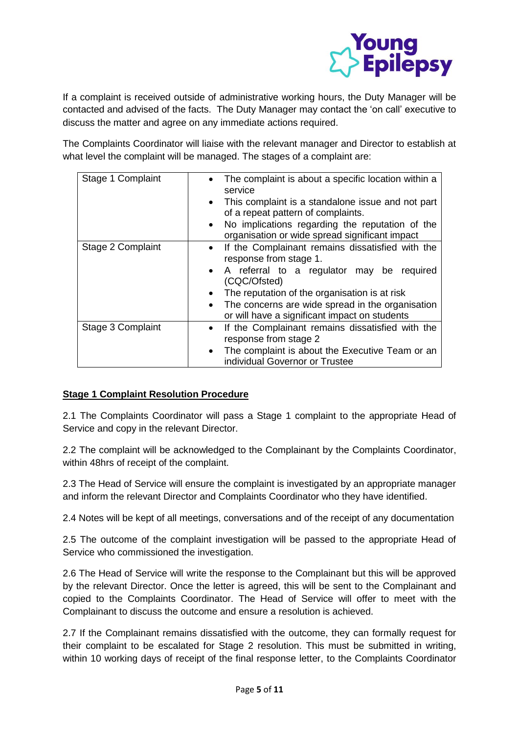If a complaint is received outside of administrative working hours, the Duty Manager will be contacted and advised of the facts. The Duty Manager may contact the 'on call' executive to discuss the matter and agree on any immediate actions required.

The Complaints Coordinator will liaise with the relevant manager and Director to establish at what level the complaint will be managed. The stages of a complaint are:

| | |
|---|---|
| Stage 1 Complaint | • The complaint is about a specific location within a service<br>• This complaint is a standalone issue and not part of a repeat pattern of complaints.<br>• No implications regarding the reputation of the organisation or wide spread significant impact |
| Stage 2 Complaint | • If the Complainant remains dissatisfied with the response from stage 1.<br>• A referral to a regulator may be required (CQC/Ofsted)<br>• The reputation of the organisation is at risk<br>• The concerns are wide spread in the organisation or will have a significant impact on students |
| Stage 3 Complaint | • If the Complainant remains dissatisfied with the response from stage 2<br>• The complaint is about the Executive Team or an individual Governor or Trustee |

**<u>Stage 1 Complaint Resolution Procedure</u>**

2.1 The Complaints Coordinator will pass a Stage 1 complaint to the appropriate Head of Service and copy in the relevant Director.

2.2 The complaint will be acknowledged to the Complainant by the Complaints Coordinator, within 48hrs of receipt of the complaint.

2.3 The Head of Service will ensure the complaint is investigated by an appropriate manager and inform the relevant Director and Complaints Coordinator who they have identified.

2.4 Notes will be kept of all meetings, conversations and of the receipt of any documentation

2.5 The outcome of the complaint investigation will be passed to the appropriate Head of Service who commissioned the investigation.

2.6 The Head of Service will write the response to the Complainant but this will be approved by the relevant Director. Once the letter is agreed, this will be sent to the Complainant and copied to the Complaints Coordinator. The Head of Service will offer to meet with the Complainant to discuss the outcome and ensure a resolution is achieved.

2.7 If the Complainant remains dissatisfied with the outcome, they can formally request for their complaint to be escalated for Stage 2 resolution. This must be submitted in writing, within 10 working days of receipt of the final response letter, to the Complaints Coordinator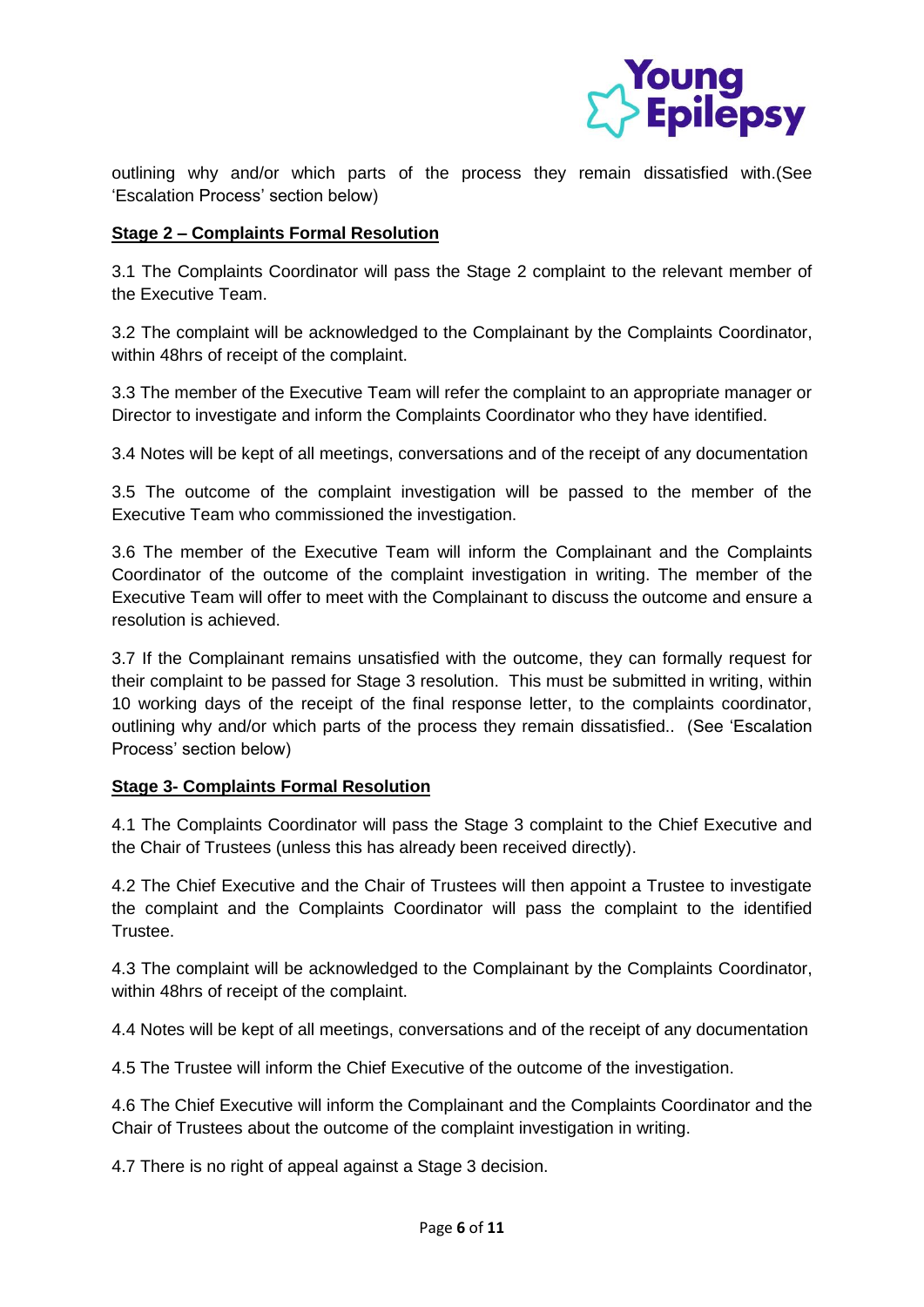outlining why and/or which parts of the process they remain dissatisfied with.(See 'Escalation Process' section below)

**Stage 2 – Complaints Formal Resolution**

3.1 The Complaints Coordinator will pass the Stage 2 complaint to the relevant member of the Executive Team.

3.2 The complaint will be acknowledged to the Complainant by the Complaints Coordinator, within 48hrs of receipt of the complaint.

3.3 The member of the Executive Team will refer the complaint to an appropriate manager or Director to investigate and inform the Complaints Coordinator who they have identified.

3.4 Notes will be kept of all meetings, conversations and of the receipt of any documentation

3.5 The outcome of the complaint investigation will be passed to the member of the Executive Team who commissioned the investigation.

3.6 The member of the Executive Team will inform the Complainant and the Complaints Coordinator of the outcome of the complaint investigation in writing. The member of the Executive Team will offer to meet with the Complainant to discuss the outcome and ensure a resolution is achieved.

3.7 If the Complainant remains unsatisfied with the outcome, they can formally request for their complaint to be passed for Stage 3 resolution. This must be submitted in writing, within 10 working days of the receipt of the final response letter, to the complaints coordinator, outlining why and/or which parts of the process they remain dissatisfied.. (See 'Escalation Process' section below)

**Stage 3- Complaints Formal Resolution**

4.1 The Complaints Coordinator will pass the Stage 3 complaint to the Chief Executive and the Chair of Trustees (unless this has already been received directly).

4.2 The Chief Executive and the Chair of Trustees will then appoint a Trustee to investigate the complaint and the Complaints Coordinator will pass the complaint to the identified Trustee.

4.3 The complaint will be acknowledged to the Complainant by the Complaints Coordinator, within 48hrs of receipt of the complaint.

4.4 Notes will be kept of all meetings, conversations and of the receipt of any documentation

4.5 The Trustee will inform the Chief Executive of the outcome of the investigation.

4.6 The Chief Executive will inform the Complainant and the Complaints Coordinator and the Chair of Trustees about the outcome of the complaint investigation in writing.

4.7 There is no right of appeal against a Stage 3 decision.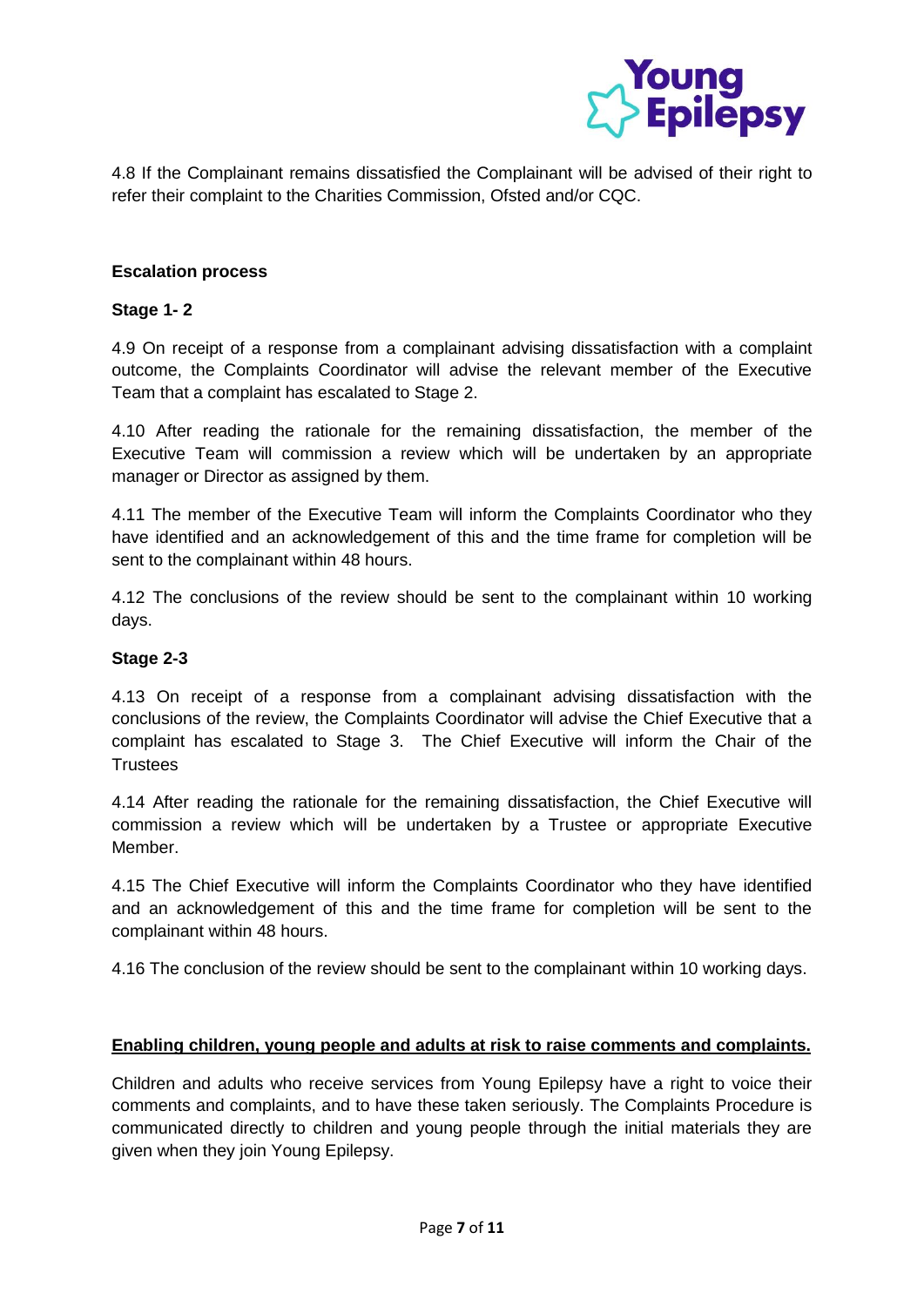4.8 If the Complainant remains dissatisfied the Complainant will be advised of their right to refer their complaint to the Charities Commission, Ofsted and/or CQC.

**Escalation process**

**Stage 1- 2**

4.9 On receipt of a response from a complainant advising dissatisfaction with a complaint outcome, the Complaints Coordinator will advise the relevant member of the Executive Team that a complaint has escalated to Stage 2.

4.10 After reading the rationale for the remaining dissatisfaction, the member of the Executive Team will commission a review which will be undertaken by an appropriate manager or Director as assigned by them.

4.11 The member of the Executive Team will inform the Complaints Coordinator who they have identified and an acknowledgement of this and the time frame for completion will be sent to the complainant within 48 hours.

4.12 The conclusions of the review should be sent to the complainant within 10 working days.

**Stage 2-3**

4.13 On receipt of a response from a complainant advising dissatisfaction with the conclusions of the review, the Complaints Coordinator will advise the Chief Executive that a complaint has escalated to Stage 3. The Chief Executive will inform the Chair of the Trustees

4.14 After reading the rationale for the remaining dissatisfaction, the Chief Executive will commission a review which will be undertaken by a Trustee or appropriate Executive Member.

4.15 The Chief Executive will inform the Complaints Coordinator who they have identified and an acknowledgement of this and the time frame for completion will be sent to the complainant within 48 hours.

4.16 The conclusion of the review should be sent to the complainant within 10 working days.

**Enabling children, young people and adults at risk to raise comments and complaints.**

Children and adults who receive services from Young Epilepsy have a right to voice their comments and complaints, and to have these taken seriously. The Complaints Procedure is communicated directly to children and young people through the initial materials they are given when they join Young Epilepsy.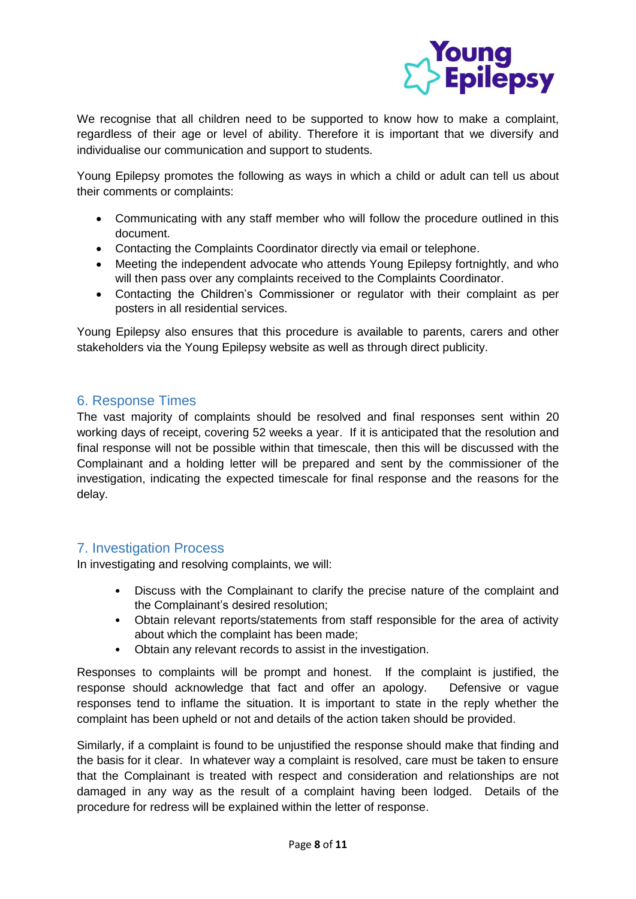We recognise that all children need to be supported to know how to make a complaint, regardless of their age or level of ability. Therefore it is important that we diversify and individualise our communication and support to students.

Young Epilepsy promotes the following as ways in which a child or adult can tell us about their comments or complaints:

- Communicating with any staff member who will follow the procedure outlined in this document.
- Contacting the Complaints Coordinator directly via email or telephone.
- Meeting the independent advocate who attends Young Epilepsy fortnightly, and who will then pass over any complaints received to the Complaints Coordinator.
- Contacting the Children's Commissioner or regulator with their complaint as per posters in all residential services.

Young Epilepsy also ensures that this procedure is available to parents, carers and other stakeholders via the Young Epilepsy website as well as through direct publicity.

## 6. Response Times

The vast majority of complaints should be resolved and final responses sent within 20 working days of receipt, covering 52 weeks a year. If it is anticipated that the resolution and final response will not be possible within that timescale, then this will be discussed with the Complainant and a holding letter will be prepared and sent by the commissioner of the investigation, indicating the expected timescale for final response and the reasons for the delay.

## 7. Investigation Process

In investigating and resolving complaints, we will:

- Discuss with the Complainant to clarify the precise nature of the complaint and the Complainant's desired resolution;
- Obtain relevant reports/statements from staff responsible for the area of activity about which the complaint has been made;
- Obtain any relevant records to assist in the investigation.

Responses to complaints will be prompt and honest. If the complaint is justified, the response should acknowledge that fact and offer an apology. Defensive or vague responses tend to inflame the situation. It is important to state in the reply whether the complaint has been upheld or not and details of the action taken should be provided.

Similarly, if a complaint is found to be unjustified the response should make that finding and the basis for it clear. In whatever way a complaint is resolved, care must be taken to ensure that the Complainant is treated with respect and consideration and relationships are not damaged in any way as the result of a complaint having been lodged. Details of the procedure for redress will be explained within the letter of response.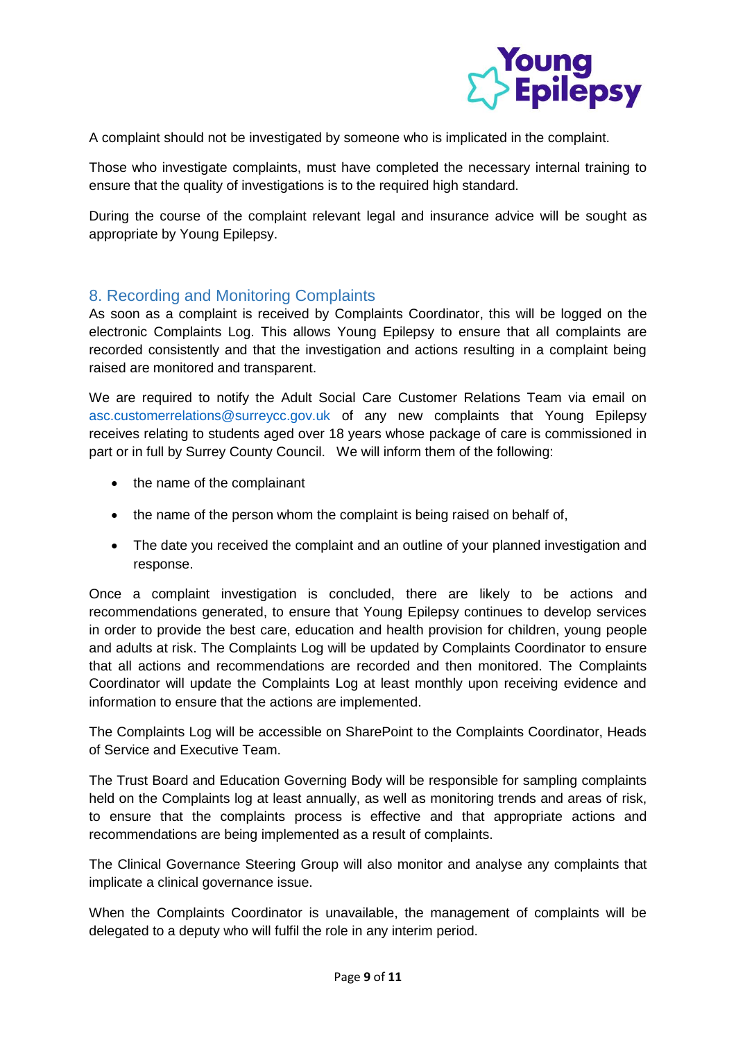A complaint should not be investigated by someone who is implicated in the complaint.

Those who investigate complaints, must have completed the necessary internal training to ensure that the quality of investigations is to the required high standard.

During the course of the complaint relevant legal and insurance advice will be sought as appropriate by Young Epilepsy.

## 8. Recording and Monitoring Complaints

As soon as a complaint is received by Complaints Coordinator, this will be logged on the electronic Complaints Log. This allows Young Epilepsy to ensure that all complaints are recorded consistently and that the investigation and actions resulting in a complaint being raised are monitored and transparent.

We are required to notify the Adult Social Care Customer Relations Team via email on asc.customerrelations@surreycc.gov.uk of any new complaints that Young Epilepsy receives relating to students aged over 18 years whose package of care is commissioned in part or in full by Surrey County Council. We will inform them of the following:

- the name of the complainant
- the name of the person whom the complaint is being raised on behalf of,
- The date you received the complaint and an outline of your planned investigation and response.

Once a complaint investigation is concluded, there are likely to be actions and recommendations generated, to ensure that Young Epilepsy continues to develop services in order to provide the best care, education and health provision for children, young people and adults at risk. The Complaints Log will be updated by Complaints Coordinator to ensure that all actions and recommendations are recorded and then monitored. The Complaints Coordinator will update the Complaints Log at least monthly upon receiving evidence and information to ensure that the actions are implemented.

The Complaints Log will be accessible on SharePoint to the Complaints Coordinator, Heads of Service and Executive Team.

The Trust Board and Education Governing Body will be responsible for sampling complaints held on the Complaints log at least annually, as well as monitoring trends and areas of risk, to ensure that the complaints process is effective and that appropriate actions and recommendations are being implemented as a result of complaints.

The Clinical Governance Steering Group will also monitor and analyse any complaints that implicate a clinical governance issue.

When the Complaints Coordinator is unavailable, the management of complaints will be delegated to a deputy who will fulfil the role in any interim period.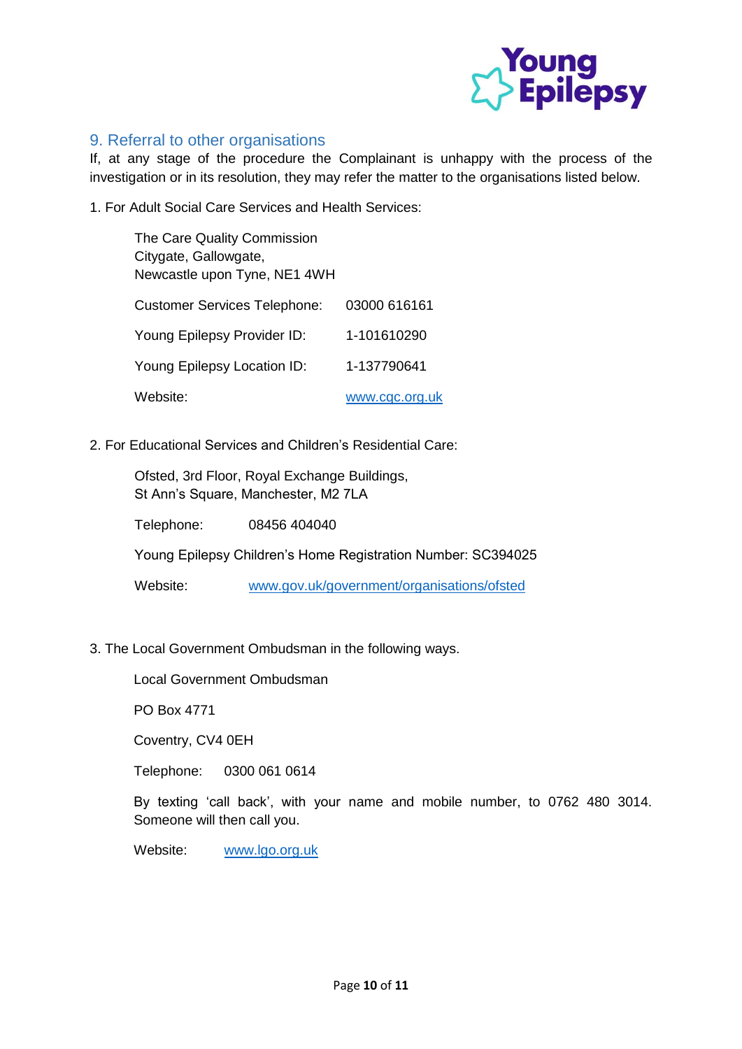## 9. Referral to other organisations

If, at any stage of the procedure the Complainant is unhappy with the process of the investigation or in its resolution, they may refer the matter to the organisations listed below.

1. For Adult Social Care Services and Health Services:

   The Care Quality Commission
   Citygate, Gallowgate,
   Newcastle upon Tyne, NE1 4WH

   | | |
   |---|---|
   | Customer Services Telephone: | 03000 616161 |
   | Young Epilepsy Provider ID: | 1-101610290 |
   | Young Epilepsy Location ID: | 1-137790641 |
   | Website: | www.cqc.org.uk |

2. For Educational Services and Children's Residential Care:

   Ofsted, 3rd Floor, Royal Exchange Buildings,
   St Ann's Square, Manchester, M2 7LA

   Telephone: 08456 404040

   Young Epilepsy Children's Home Registration Number: SC394025

   Website: www.gov.uk/government/organisations/ofsted

3. The Local Government Ombudsman in the following ways.

   Local Government Ombudsman

   PO Box 4771

   Coventry, CV4 0EH

   Telephone: 0300 061 0614

   By texting 'call back', with your name and mobile number, to 0762 480 3014. Someone will then call you.

   Website: www.lgo.org.uk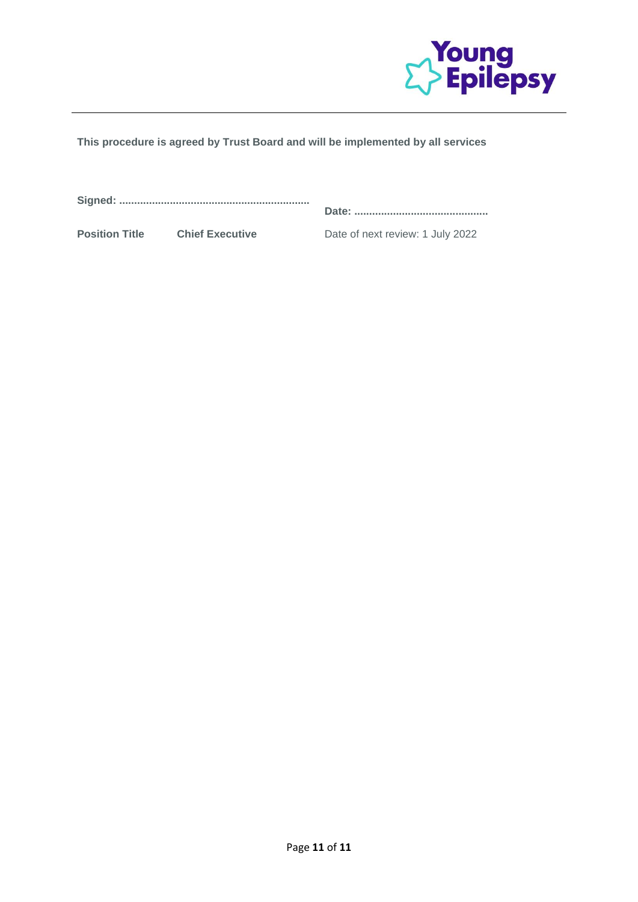**This procedure is agreed by Trust Board and will be implemented by all services**

**Signed: ...............................................................**

**Date: ............................................**

**Position Title** **Chief Executive**

Date of next review: 1 July 2022